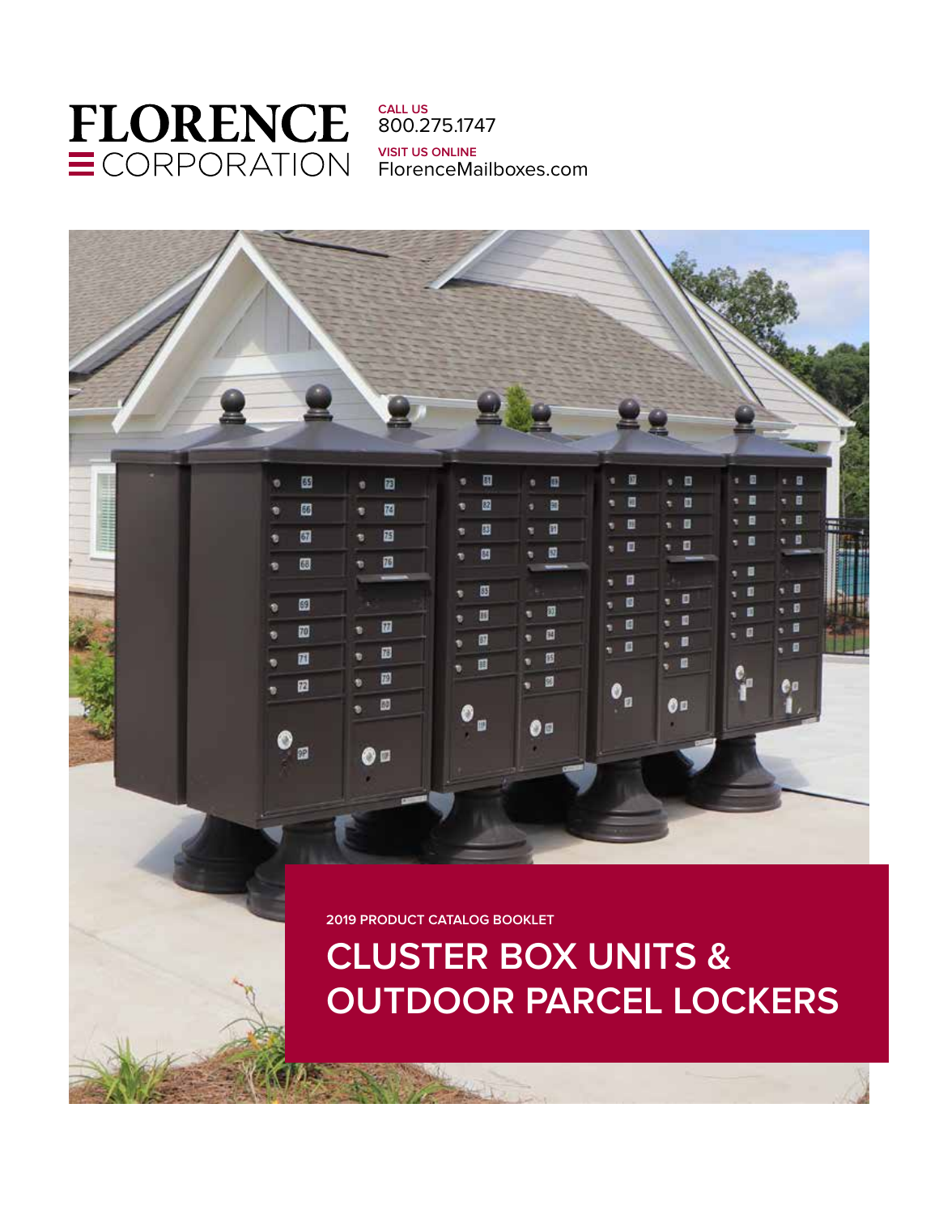# FLORENCE CORPORATION

**CALL US**
800.275.1747

**VISIT US ONLINE**
FlorenceMailboxes.com

**2019 PRODUCT CATALOG BOOKLET**

# CLUSTER BOX UNITS & OUTDOOR PARCEL LOCKERS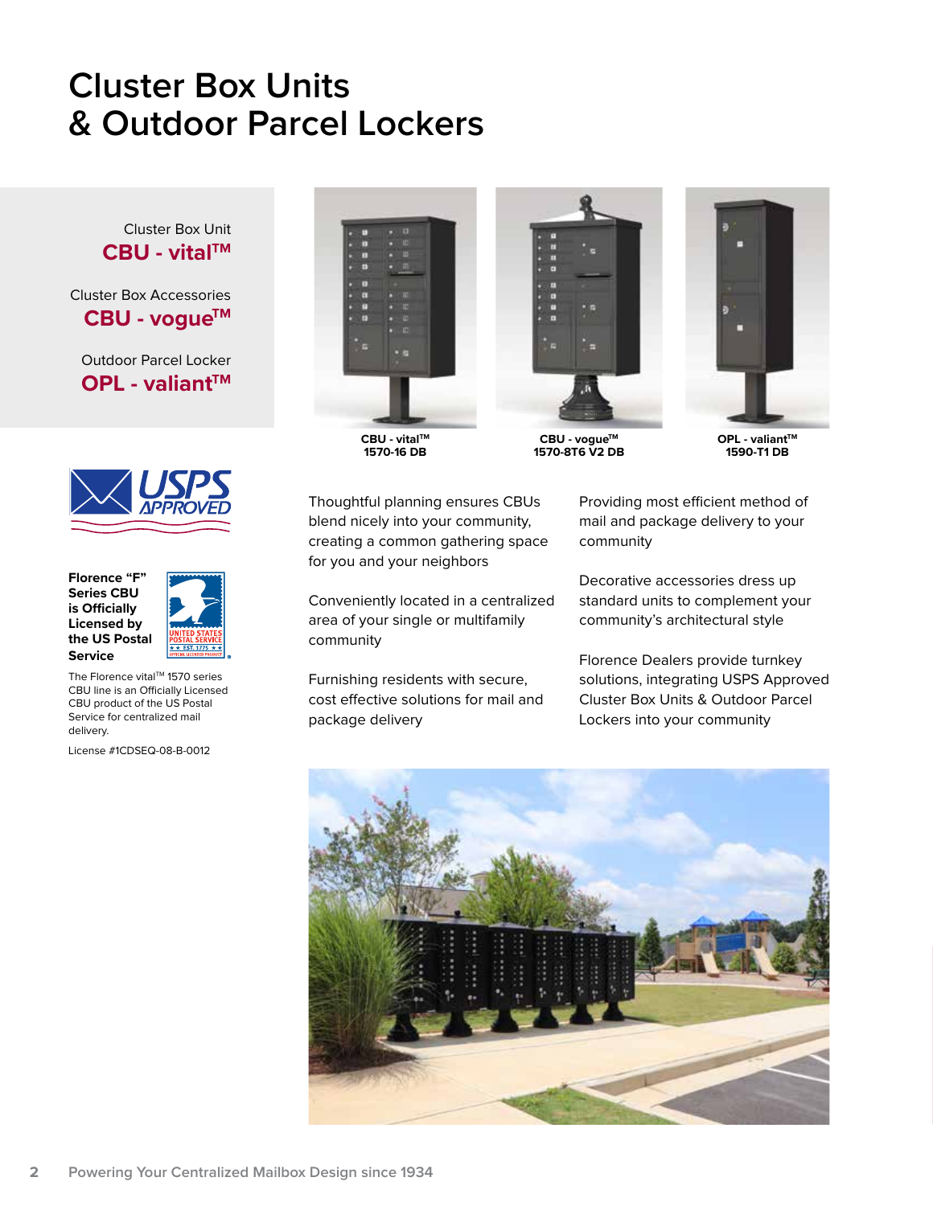# Cluster Box Units & Outdoor Parcel Lockers

Cluster Box Unit
**CBU - vital™**

Cluster Box Accessories
**CBU - vogue™**

Outdoor Parcel Locker
**OPL - valiant™**

**CBU - vital™**
**1570-16 DB**

**CBU - vogue™**
**1570-8T6 V2 DB**

**OPL - valiant™**
**1590-T1 DB**

USPS APPROVED

**Florence "F" Series CBU is Officially Licensed by the US Postal Service**

UNITED STATES POSTAL SERVICE
EST. 1775
OFFICIAL LICENSED PRODUCT

The Florence vital™ 1570 series CBU line is an Officially Licensed CBU product of the US Postal Service for centralized mail delivery.

License #1CDSEQ-08-B-0012

Thoughtful planning ensures CBUs blend nicely into your community, creating a common gathering space for you and your neighbors

Conveniently located in a centralized area of your single or multifamily community

Furnishing residents with secure, cost effective solutions for mail and package delivery

Providing most efficient method of mail and package delivery to your community

Decorative accessories dress up standard units to complement your community's architectural style

Florence Dealers provide turnkey solutions, integrating USPS Approved Cluster Box Units & Outdoor Parcel Lockers into your community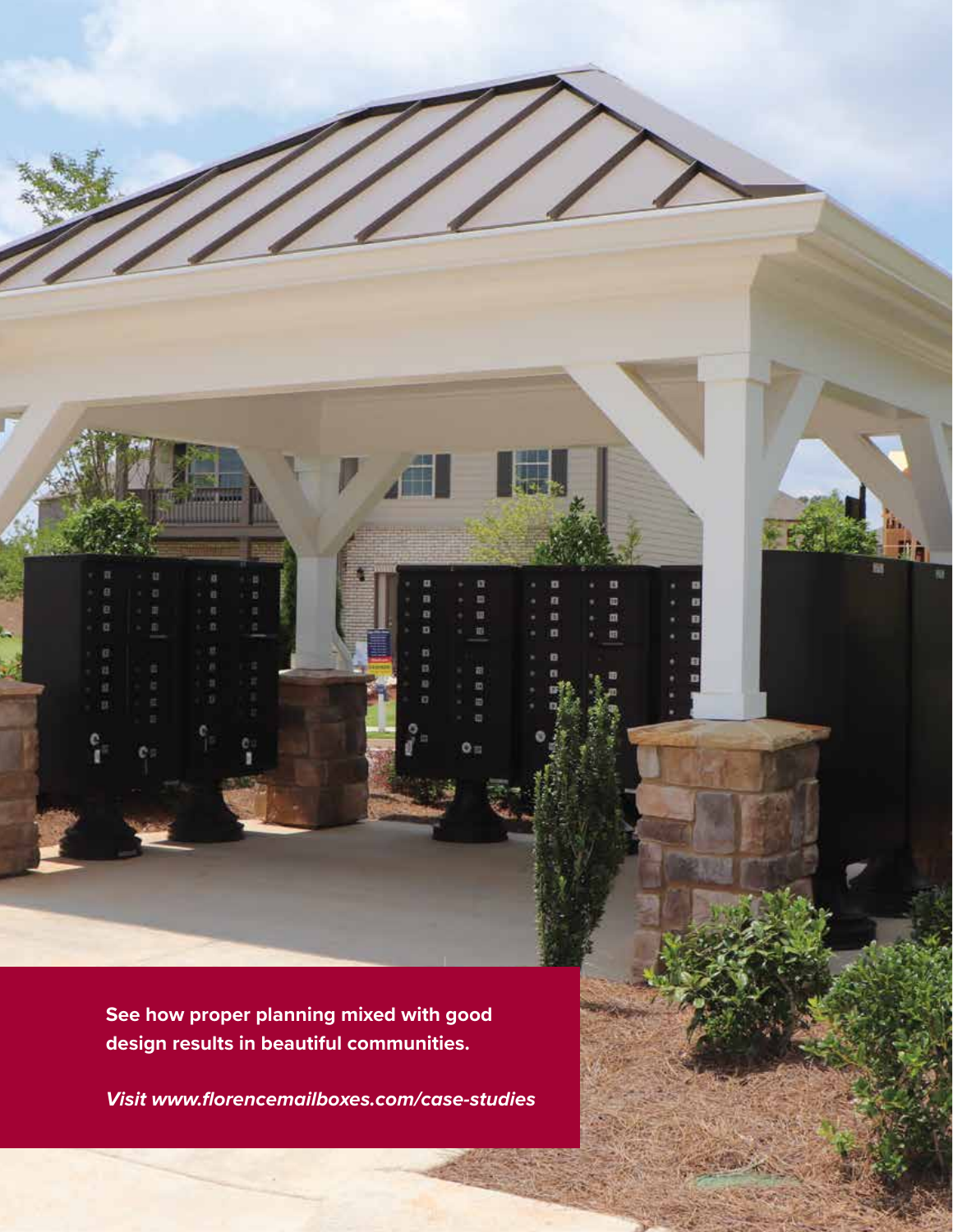**See how proper planning mixed with good design results in beautiful communities.**

***Visit www.florencemailboxes.com/case-studies***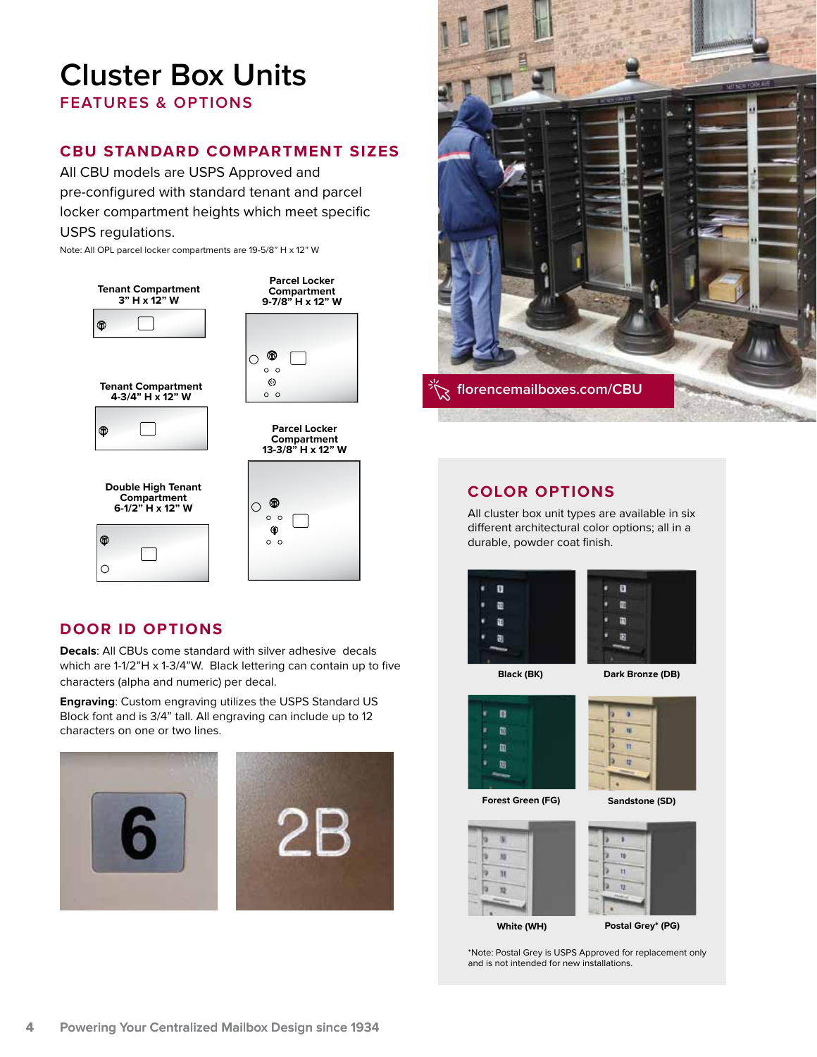# Cluster Box Units

FEATURES & OPTIONS

## CBU STANDARD COMPARTMENT SIZES

All CBU models are USPS Approved and pre-configured with standard tenant and parcel locker compartment heights which meet specific USPS regulations.

Note: All OPL parcel locker compartments are 19-5/8" H x 12" W

**Tenant Compartment**
**3" H x 12" W**

**Tenant Compartment**
**4-3/4" H x 12" W**

**Double High Tenant Compartment**
**6-1/2" H x 12" W**

**Parcel Locker Compartment**
**9-7/8" H x 12" W**

**Parcel Locker Compartment**
**13-3/8" H x 12" W**

## DOOR ID OPTIONS

**Decals**: All CBUs come standard with silver adhesive decals which are 1-1/2"H x 1-3/4"W. Black lettering can contain up to five characters (alpha and numeric) per decal.

**Engraving**: Custom engraving utilizes the USPS Standard US Block font and is 3/4" tall. All engraving can include up to 12 characters on one or two lines.

florencemailboxes.com/CBU

## COLOR OPTIONS

All cluster box unit types are available in six different architectural color options; all in a durable, powder coat finish.

Black (BK)

Dark Bronze (DB)

Forest Green (FG)

Sandstone (SD)

White (WH)

Postal Grey* (PG)

*Note: Postal Grey is USPS Approved for replacement only and is not intended for new installations.

Powering Your Centralized Mailbox Design since 1934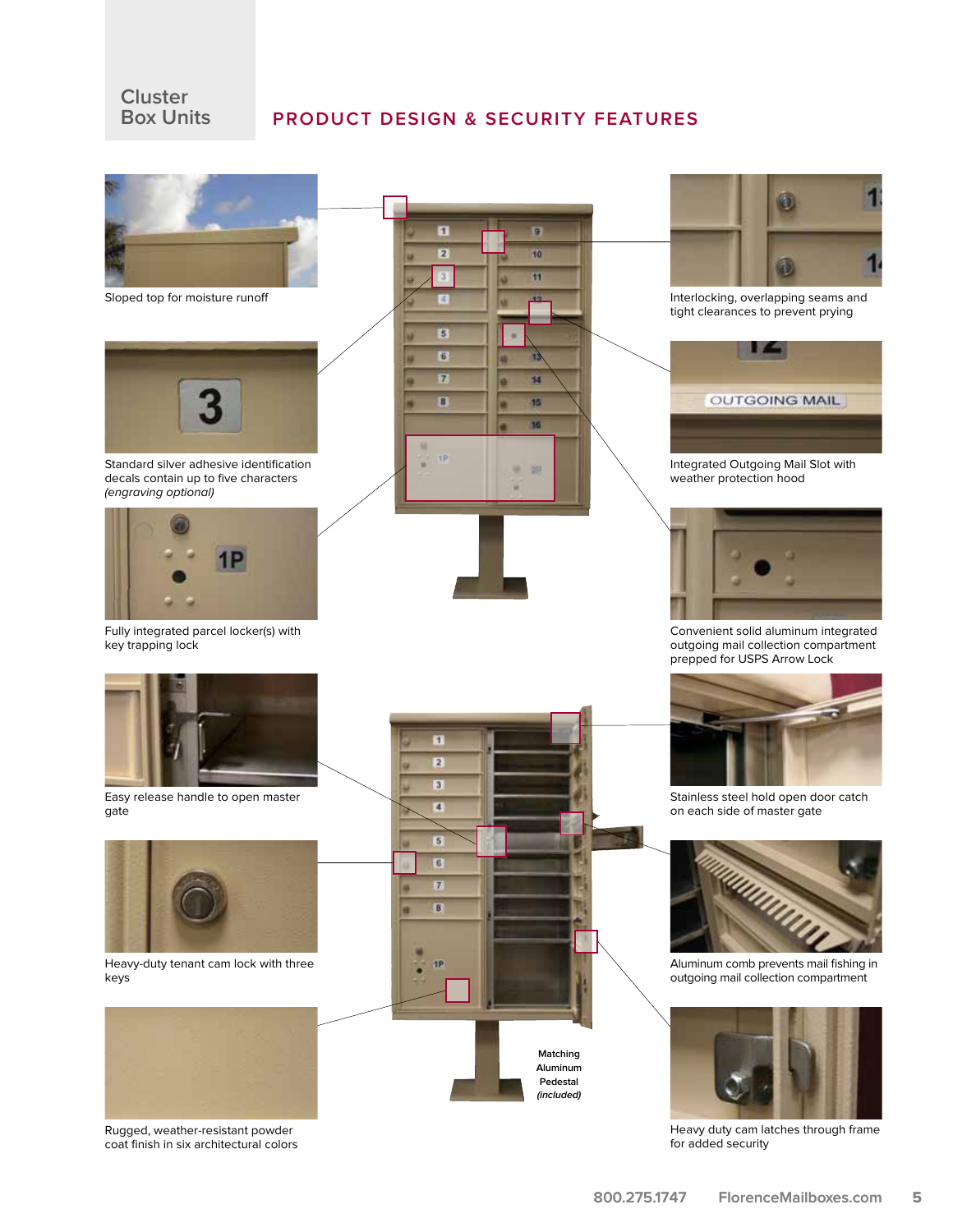Cluster Box Units

## PRODUCT DESIGN & SECURITY FEATURES

Sloped top for moisture runoff

Standard silver adhesive identification decals contain up to five characters *(engraving optional)*

Fully integrated parcel locker(s) with key trapping lock

Easy release handle to open master gate

Heavy-duty tenant cam lock with three keys

Rugged, weather-resistant powder coat finish in six architectural colors

Interlocking, overlapping seams and tight clearances to prevent prying

Integrated Outgoing Mail Slot with weather protection hood

Convenient solid aluminum integrated outgoing mail collection compartment prepped for USPS Arrow Lock

Stainless steel hold open door catch on each side of master gate

Aluminum comb prevents mail fishing in outgoing mail collection compartment

Heavy duty cam latches through frame for added security

**Matching Aluminum Pedestal** ***(included)***

800.275.1747 FlorenceMailboxes.com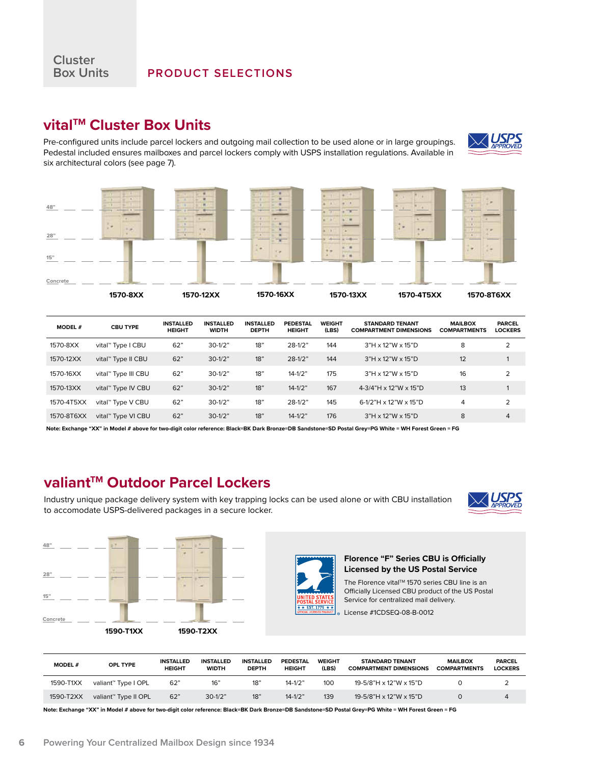Cluster Box Units

PRODUCT SELECTIONS

## vital™ Cluster Box Units

Pre-configured units include parcel lockers and outgoing mail collection to be used alone or in large groupings. Pedestal included ensures mailboxes and parcel lockers comply with USPS installation regulations. Available in six architectural colors (see page 7).

USPS APPROVED

48” 28” 15” Concrete

1570-8XX 1570-12XX 1570-16XX 1570-13XX 1570-4T5XX 1570-8T6XX

| MODEL # | CBU TYPE | INSTALLED HEIGHT | INSTALLED WIDTH | INSTALLED DEPTH | PEDESTAL HEIGHT | WEIGHT (LBS) | STANDARD TENANT COMPARTMENT DIMENSIONS | MAILBOX COMPARTMENTS | PARCEL LOCKERS |
|---|---|---|---|---|---|---|---|---|---|
| 1570-8XX | vital™ Type I CBU | 62” | 30-1/2” | 18” | 28-1/2” | 144 | 3”H x 12”W x 15”D | 8 | 2 |
| 1570-12XX | vital™ Type II CBU | 62” | 30-1/2” | 18” | 28-1/2” | 144 | 3”H x 12”W x 15”D | 12 | 1 |
| 1570-16XX | vital™ Type III CBU | 62” | 30-1/2” | 18” | 14-1/2” | 175 | 3”H x 12”W x 15”D | 16 | 2 |
| 1570-13XX | vital™ Type IV CBU | 62” | 30-1/2” | 18” | 14-1/2” | 167 | 4-3/4”H x 12”W x 15”D | 13 | 1 |
| 1570-4T5XX | vital™ Type V CBU | 62” | 30-1/2” | 18” | 28-1/2” | 145 | 6-1/2”H x 12”W x 15”D | 4 | 2 |
| 1570-8T6XX | vital™ Type VI CBU | 62” | 30-1/2” | 18” | 14-1/2” | 176 | 3”H x 12”W x 15”D | 8 | 4 |

**Note: Exchange “XX” in Model # above for two-digit color reference: Black=BK Dark Bronze=DB Sandstone=SD Postal Grey=PG White = WH Forest Green = FG**

## valiant™ Outdoor Parcel Lockers

Industry unique package delivery system with key trapping locks can be used alone or with CBU installation to accomodate USPS-delivered packages in a secure locker.

USPS APPROVED

48” 28” 15” Concrete

1590-T1XX 1590-T2XX

### Florence “F” Series CBU is Officially Licensed by the US Postal Service

The Florence vital™ 1570 series CBU line is an Officially Licensed CBU product of the US Postal Service for centralized mail delivery.

License #1CDSEQ-08-B-0012

| MODEL # | OPL TYPE | INSTALLED HEIGHT | INSTALLED WIDTH | INSTALLED DEPTH | PEDESTAL HEIGHT | WEIGHT (LBS) | STANDARD TENANT COMPARTMENT DIMENSIONS | MAILBOX COMPARTMENTS | PARCEL LOCKERS |
|---|---|---|---|---|---|---|---|---|---|
| 1590-T1XX | valiant™ Type I OPL | 62” | 16” | 18” | 14-1/2” | 100 | 19-5/8”H x 12”W x 15”D | 0 | 2 |
| 1590-T2XX | valiant™ Type II OPL | 62” | 30-1/2” | 18” | 14-1/2” | 139 | 19-5/8”H x 12”W x 15”D | 0 | 4 |

**Note: Exchange “XX” in Model # above for two-digit color reference: Black=BK Dark Bronze=DB Sandstone=SD Postal Grey=PG White = WH Forest Green = FG**

Powering Your Centralized Mailbox Design since 1934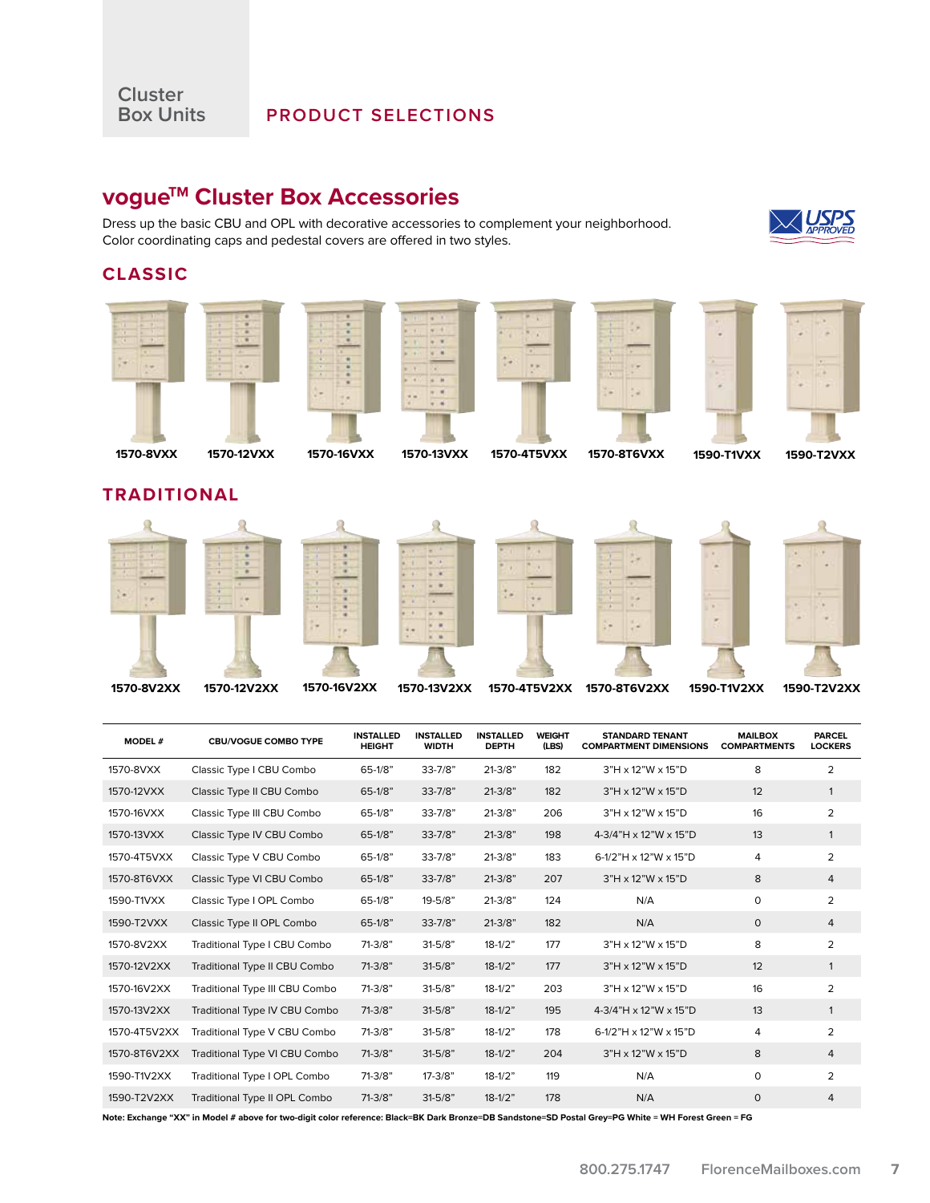Cluster Box Units

PRODUCT SELECTIONS

## vogue™ Cluster Box Accessories

Dress up the basic CBU and OPL with decorative accessories to complement your neighborhood. Color coordinating caps and pedestal covers are offered in two styles.

### CLASSIC

1570-8VXX 1570-12VXX 1570-16VXX 1570-13VXX 1570-4T5VXX 1570-8T6VXX 1590-T1VXX 1590-T2VXX

### TRADITIONAL

1570-8V2XX 1570-12V2XX 1570-16V2XX 1570-13V2XX 1570-4T5V2XX 1570-8T6V2XX 1590-T1V2XX 1590-T2V2XX

| MODEL # | CBU/VOGUE COMBO TYPE | INSTALLED HEIGHT | INSTALLED WIDTH | INSTALLED DEPTH | WEIGHT (LBS) | STANDARD TENANT COMPARTMENT DIMENSIONS | MAILBOX COMPARTMENTS | PARCEL LOCKERS |
|---|---|---|---|---|---|---|---|---|
| 1570-8VXX | Classic Type I CBU Combo | 65-1/8" | 33-7/8" | 21-3/8" | 182 | 3"H x 12"W x 15"D | 8 | 2 |
| 1570-12VXX | Classic Type II CBU Combo | 65-1/8" | 33-7/8" | 21-3/8" | 182 | 3"H x 12"W x 15"D | 12 | 1 |
| 1570-16VXX | Classic Type III CBU Combo | 65-1/8" | 33-7/8" | 21-3/8" | 206 | 3"H x 12"W x 15"D | 16 | 2 |
| 1570-13VXX | Classic Type IV CBU Combo | 65-1/8" | 33-7/8" | 21-3/8" | 198 | 4-3/4"H x 12"W x 15"D | 13 | 1 |
| 1570-4T5VXX | Classic Type V CBU Combo | 65-1/8" | 33-7/8" | 21-3/8" | 183 | 6-1/2"H x 12"W x 15"D | 4 | 2 |
| 1570-8T6VXX | Classic Type VI CBU Combo | 65-1/8" | 33-7/8" | 21-3/8" | 207 | 3"H x 12"W x 15"D | 8 | 4 |
| 1590-T1VXX | Classic Type I OPL Combo | 65-1/8" | 19-5/8" | 21-3/8" | 124 | N/A | 0 | 2 |
| 1590-T2VXX | Classic Type II OPL Combo | 65-1/8" | 33-7/8" | 21-3/8" | 182 | N/A | 0 | 4 |
| 1570-8V2XX | Traditional Type I CBU Combo | 71-3/8" | 31-5/8" | 18-1/2" | 177 | 3"H x 12"W x 15"D | 8 | 2 |
| 1570-12V2XX | Traditional Type II CBU Combo | 71-3/8" | 31-5/8" | 18-1/2" | 177 | 3"H x 12"W x 15"D | 12 | 1 |
| 1570-16V2XX | Traditional Type III CBU Combo | 71-3/8" | 31-5/8" | 18-1/2" | 203 | 3"H x 12"W x 15"D | 16 | 2 |
| 1570-13V2XX | Traditional Type IV CBU Combo | 71-3/8" | 31-5/8" | 18-1/2" | 195 | 4-3/4"H x 12"W x 15"D | 13 | 1 |
| 1570-4T5V2XX | Traditional Type V CBU Combo | 71-3/8" | 31-5/8" | 18-1/2" | 178 | 6-1/2"H x 12"W x 15"D | 4 | 2 |
| 1570-8T6V2XX | Traditional Type VI CBU Combo | 71-3/8" | 31-5/8" | 18-1/2" | 204 | 3"H x 12"W x 15"D | 8 | 4 |
| 1590-T1V2XX | Traditional Type I OPL Combo | 71-3/8" | 17-3/8" | 18-1/2" | 119 | N/A | 0 | 2 |
| 1590-T2V2XX | Traditional Type II OPL Combo | 71-3/8" | 31-5/8" | 18-1/2" | 178 | N/A | 0 | 4 |

**Note: Exchange "XX" in Model # above for two-digit color reference: Black=BK Dark Bronze=DB Sandstone=SD Postal Grey=PG White = WH Forest Green = FG**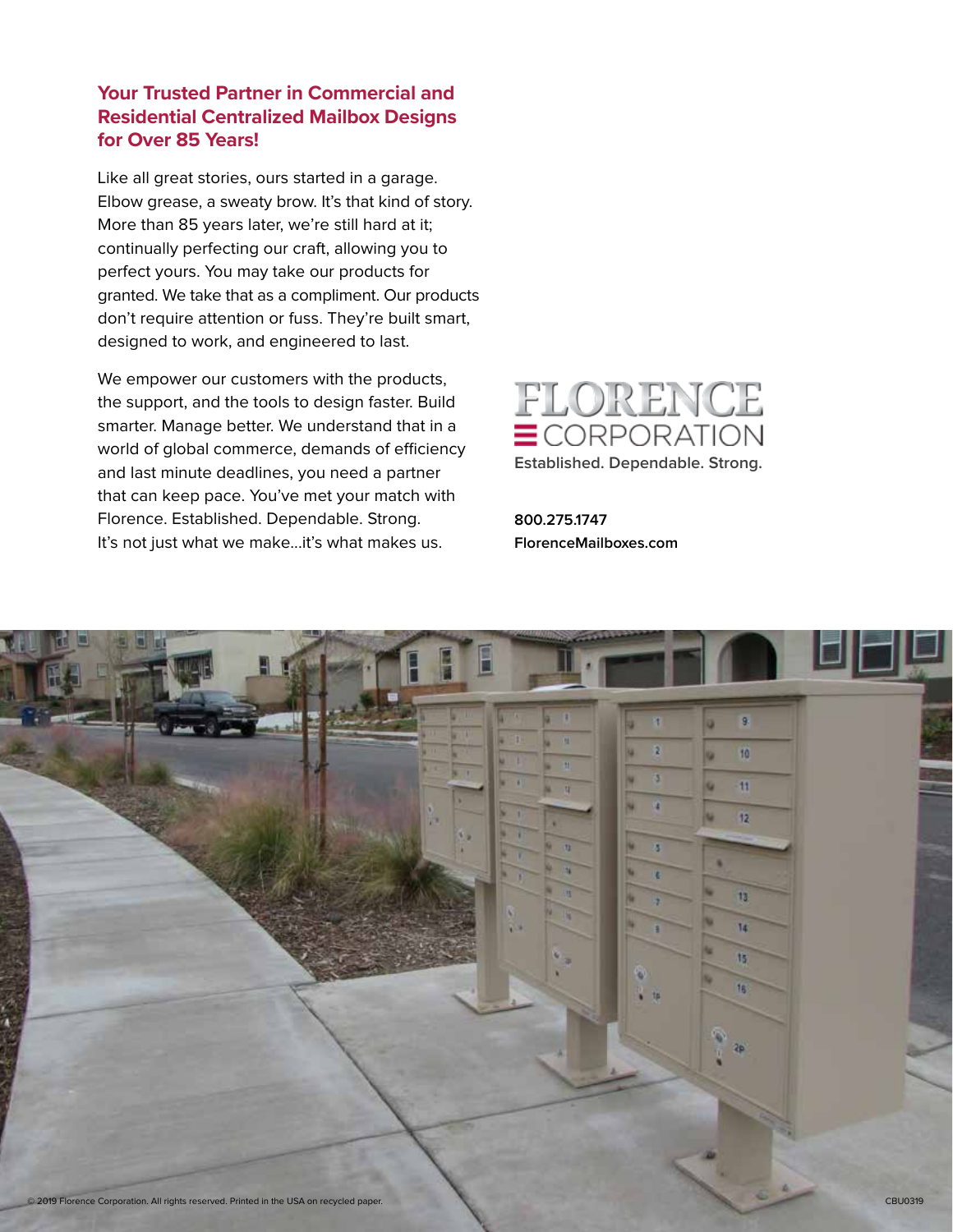## Your Trusted Partner in Commercial and Residential Centralized Mailbox Designs for Over 85 Years!

Like all great stories, ours started in a garage. Elbow grease, a sweaty brow. It's that kind of story. More than 85 years later, we're still hard at it; continually perfecting our craft, allowing you to perfect yours. You may take our products for granted. We take that as a compliment. Our products don't require attention or fuss. They're built smart, designed to work, and engineered to last.

We empower our customers with the products, the support, and the tools to design faster. Build smarter. Manage better. We understand that in a world of global commerce, demands of efficiency and last minute deadlines, you need a partner that can keep pace. You've met your match with Florence. Established. Dependable. Strong. It's not just what we make...it's what makes us.

FLORENCE CORPORATION

**Established. Dependable. Strong.**

**800.275.1747**
**FlorenceMailboxes.com**

© 2019 Florence Corporation. All rights reserved. Printed in the USA on recycled paper.

CBU0319